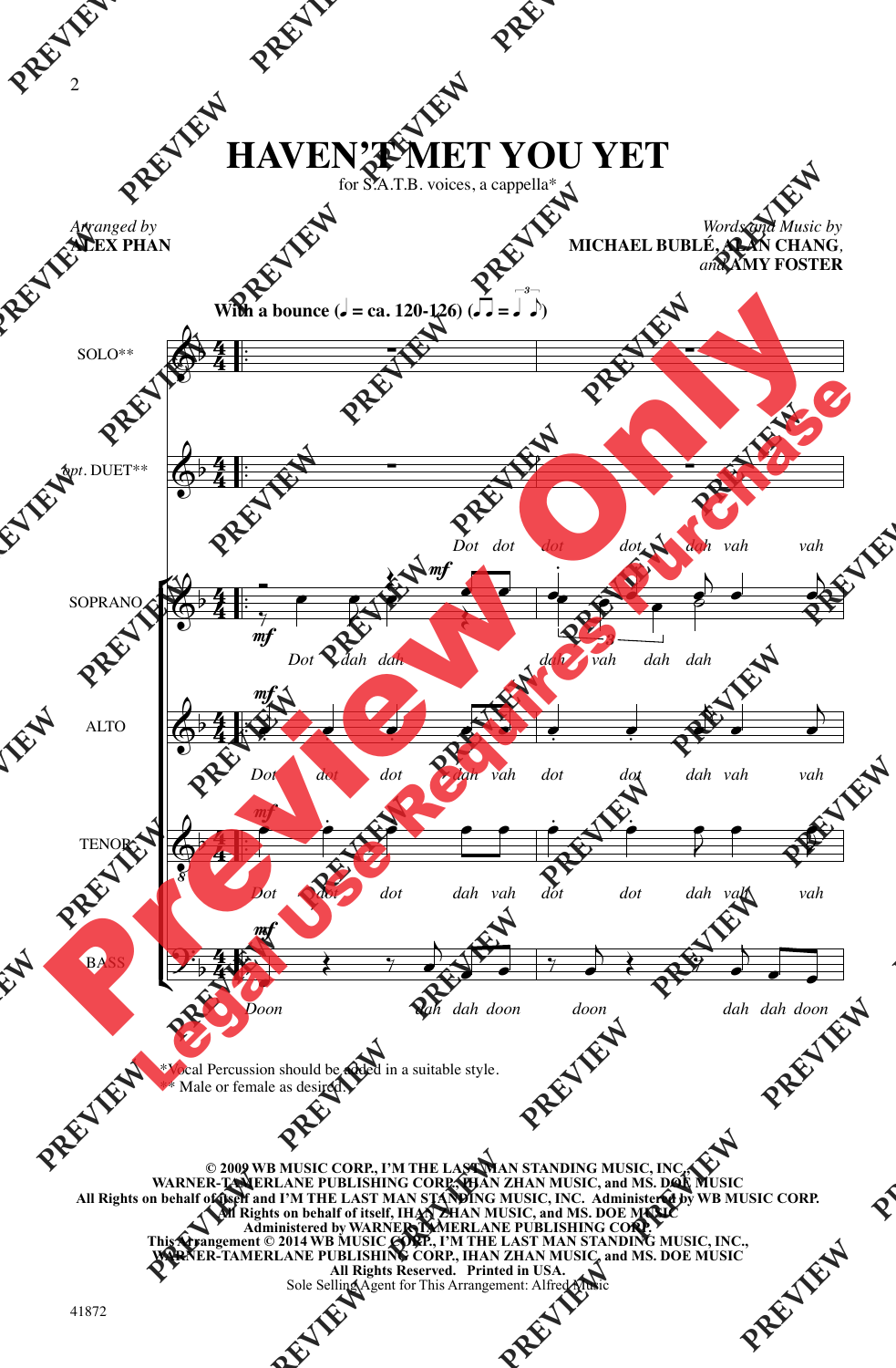# HAVEN'T MET YOU YET

for S.A.T.B. voices, a cappella*

*Arranged by*
**ALEX PHAN**

*Words and Music by*
**MICHAEL BUBLÉ, ALAN CHANG,**
*and* **AMY FOSTER**

**With a bounce** (♩ = ca. 120-126) (♫ = ♩³♪)

SOLO**

opt. DUET**

SOPRANO: Dot dot dot dot dah vah vah / Dot dah dah dah vah dah dah

ALTO: Dot dot dot dah vah dot dot dah vah vah

TENOR: Dot dot dot dah vah dot dot dah vah vah

BASS: Doon dah dah doon doon dah dah doon

\*Vocal Percussion should be added in a suitable style.
\*\* Male or female as desired.

**© 2009 WB MUSIC CORP., I'M THE LAST MAN STANDING MUSIC, INC.,**
**WARNER-TAMERLANE PUBLISHING CORP., IHAN ZHAN MUSIC, and MS. DOE MUSIC**
**All Rights on behalf of itself and I'M THE LAST MAN STANDING MUSIC, INC. Administered by WB MUSIC CORP.**
**All Rights on behalf of itself, IHAN ZHAN MUSIC, and MS. DOE MUSIC**
**Administered by WARNER-TAMERLANE PUBLISHING CORP.**
**This Arrangement © 2014 WB MUSIC CORP., I'M THE LAST MAN STANDING MUSIC, INC.,**
**WARNER-TAMERLANE PUBLISHING CORP., IHAN ZHAN MUSIC, and MS. DOE MUSIC**
**All Rights Reserved. Printed in USA.**
Sole Selling Agent for This Arrangement: Alfred Music

41872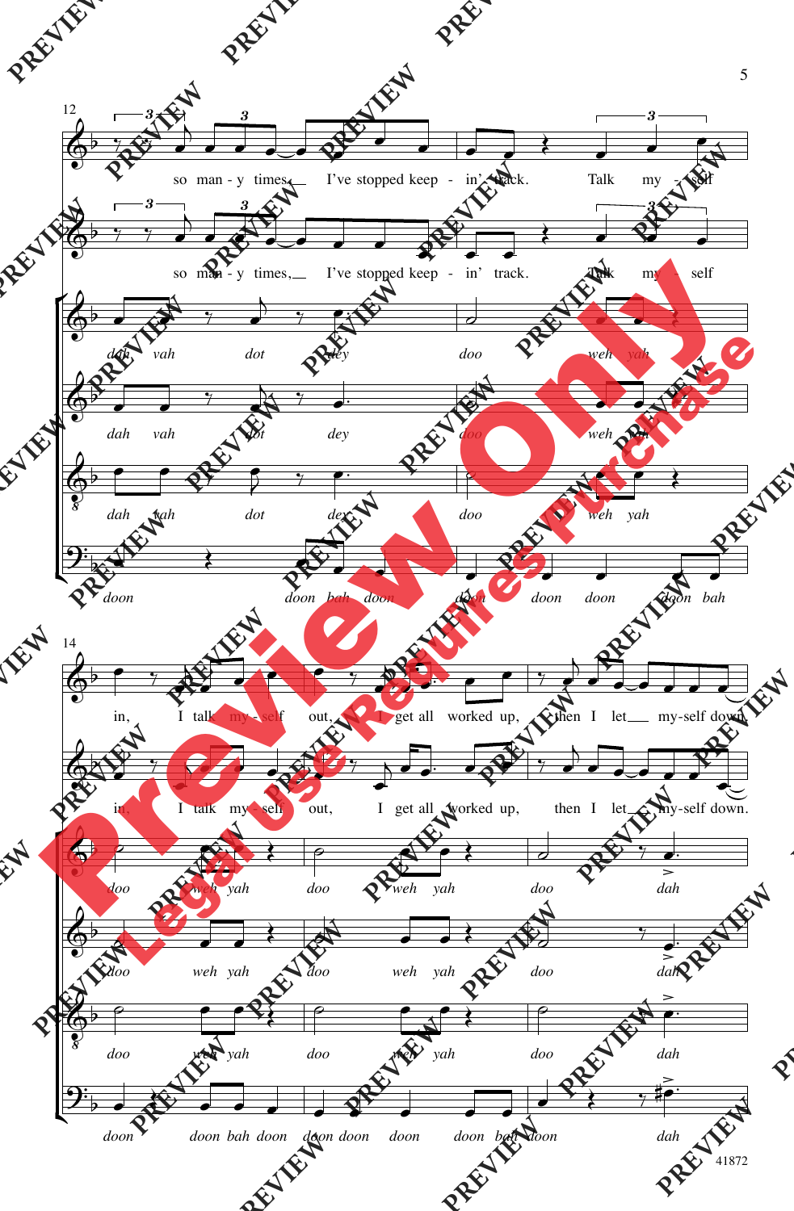so man - y times, I've stopped keep - in' track. Talk my - self

so man - y times, I've stopped keep - in' track. Talk my - self

*dah vah dot dey doo weh yah*

*dah vah dot dey doo weh yah*

*dah vah dot dey doo weh yah*

*doon doon bah doon doon doon doon doon bah*

in, I talk my - self out, I get all worked up, then I let my-self down.

in, I talk my - self out, I get all worked up, then I let my-self down.

*doo weh yah doo weh yah doo dah*

*doo weh yah doo weh yah doo dah*

*doo weh yah doo weh yah doo dah*

*doon doon bah doon doon doon doon doon bah doon dah*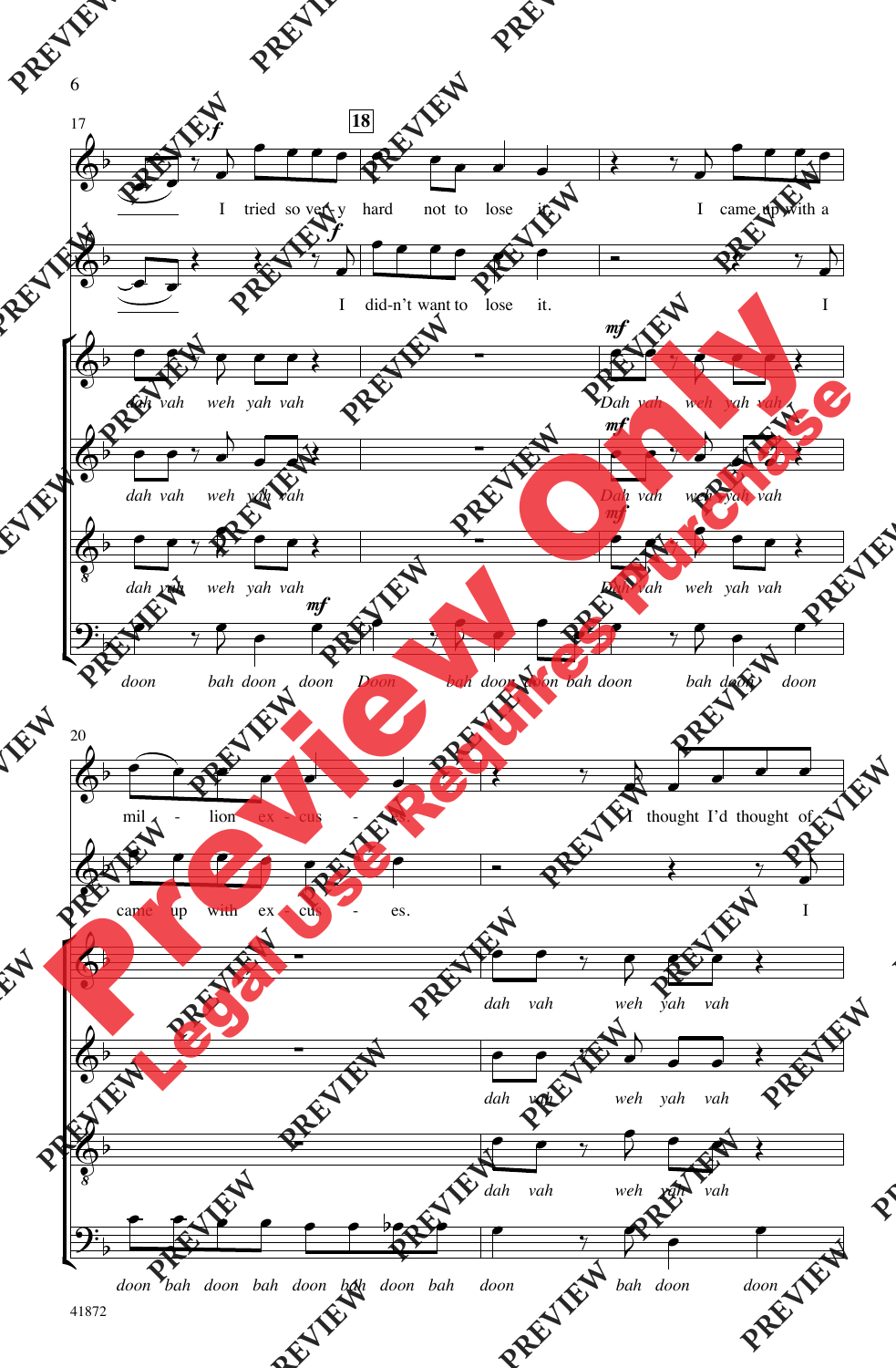17

18

I tried so ver-y hard not to lose it. I came up with a

I did-n't want to lose it. I

*dah vah weh yah vah* *Dah vah weh yah vah*

*dah vah weh yah vah* *Dah vah weh yah vah*

*dah vah weh yah vah* *Dah vah weh yah vah*

*doon bah doon doon Doon bah doon doon bah doon bah doon doon*

20

mil - lion ex - cus - es. I thought I'd thought of

came up with ex - cus - es. I

*dah vah weh yah vah*

*dah vah weh yah vah*

*dah vah weh yah vah*

*doon bah doon bah doon bah doon bah doon bah doon doon*

41872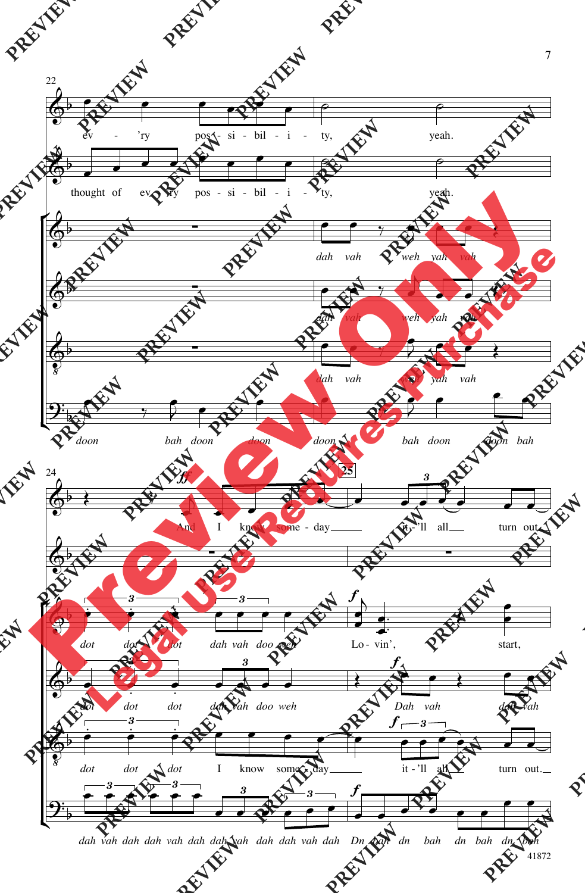22

ev - 'ry pos - si - bil - i - ty, yeah.

thought of ev - 'ry pos - si - bil - i - ty, yeah.

*dah vah weh yah vah*

*dah vah weh yah vah*

*dah vah weh yah vah*

*doon bah doon doon doon bah doon doon bah*

24 — 25

*ff* And I know some - day it - 'll all turn out

*dot dot dot dah vah doo weh* *f* Lo - vin', start,

*dot dot dot dah vah doo weh* *f* *Dah vah dah vah*

*dot dot dot* I know some - day *f* it - 'll all turn out.

*dah vah dah dah vah dah dah vah dah dah vah dah* *f* *Dn bah dn bah dn bah dn bah*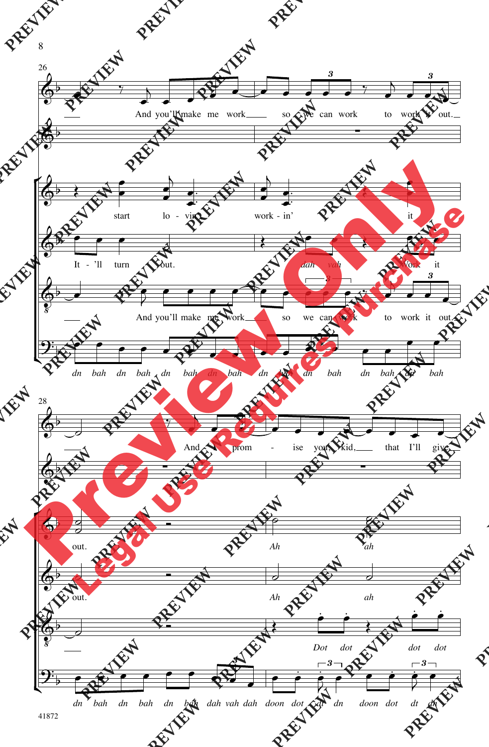26

And you'll make me work so we can work to work it out.

start lo - vin' work - in' it

It - 'll turn out. dah vah Work it

And you'll make me work so we can work to work it out.

dn bah dn bah dn bah dn bah dn bah dn bah dn bah dn bah

28

And I prom - ise you, kid, that I'll give

out. Ah ah

out. Ah ah

Dot dot dot dot

dn bah dn bah dn bah dah vah dah doon dot dt dn doon dot dt dn

41872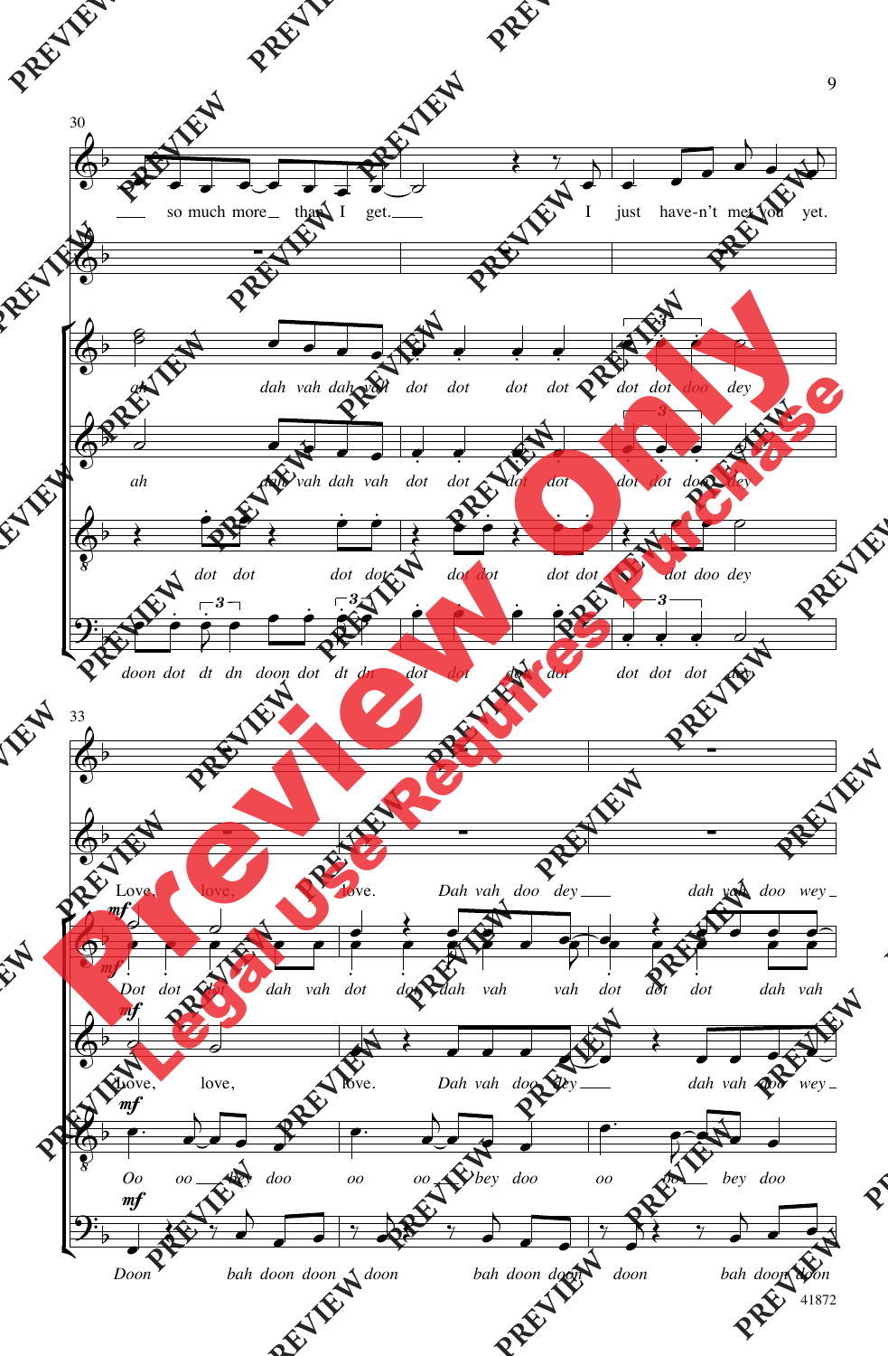30

so much more than I get. I just have-n't met you yet.

ah dah vah dah vah dot dot dot dot dot dot doo dey

ah dah vah dah vah dot dot dot dot dot dot doo dey

dot dot dot dot dot dot dot dot dot doo dey

doon dot dt dn doon dot dt dn dot dot dot dot dot dot dot dey

33

Love, love, love. Dah vah doo dey dah vah doo wey

Dot dot dot dah vah dot dot dah vah vah dot dot dot dah vah

Love, love, love. Dah vah doo dey dah vah doo wey

Oo oo bey doo oo oo bey doo oo oo bey doo

Doon bah doon doon doon bah doon doon doon bah doon doon

41872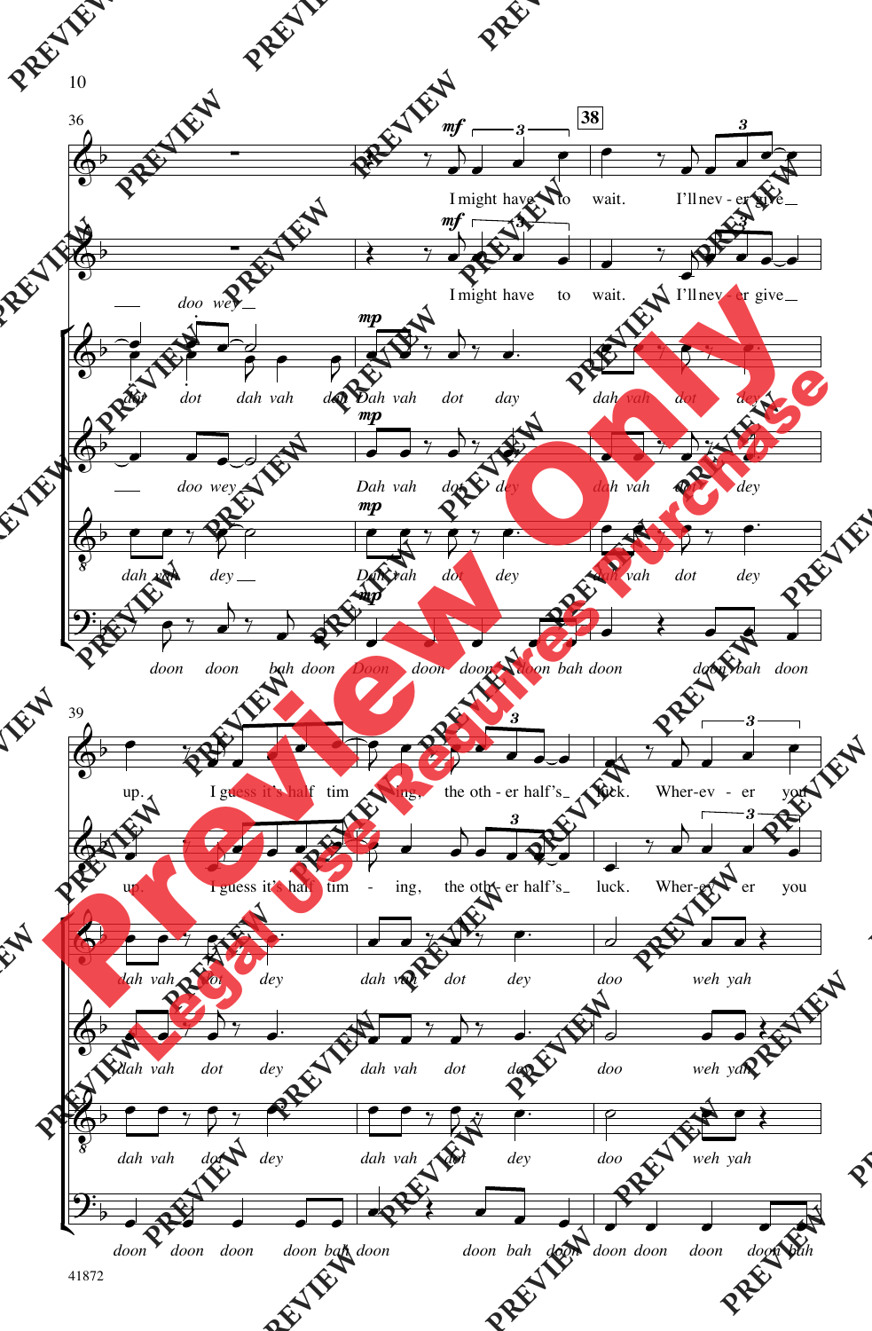36

38

I might have to wait. I'll nev - er give

doo wey

I might have to wait. I'll nev - er give

dah dot dah vah dot Dah vah dot day dah vah dot dey

doo wey Dah vah dot dey dah vah dot dey

dah vah dey Dah vah dot dey dah vah dot dey

doon doon bah doon Doon doon doon doon bah doon doon bah doon

39

up. I guess it's half tim - ing, the oth - er half's luck. Wher-ev - er you

up. I guess it's half tim - ing, the oth - er half's luck. Wher-ev - er you

dah vah dot dey dah vah dot dey doo weh yah

dah vah dot dey dah vah dot dey doo weh yah

dah vah dot dey dah vah dot dey doo weh yah

doon doon doon doon bah doon doon bah doon doon doon doon doon bah

41872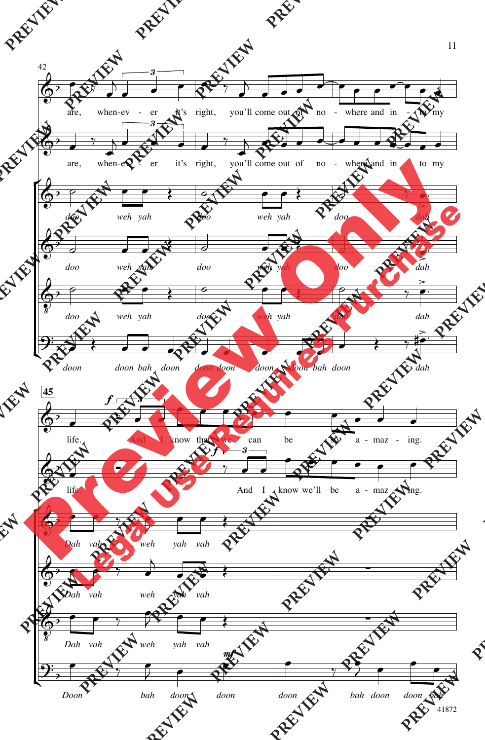42

are, when-ev - er it's right, you'll come out of no - where and in - to my

are, when-ev - er it's right, you'll come out of no - where and in - to my

doo weh yah doo weh yah doo dah

doo weh yah doo weh yah doo dah

doo weh yah doo weh yah doo dah

doon doon bah doon doon doon doon doon bah doon dah

45

life. And I know that we can be so a - maz - ing.

life. And I know we'll be a - maz - ing.

Dah vah weh yah vah

Dah vah weh yah vah

Dah vah weh yah vah

Doon bah doon doon doon bah doon doon bah

41872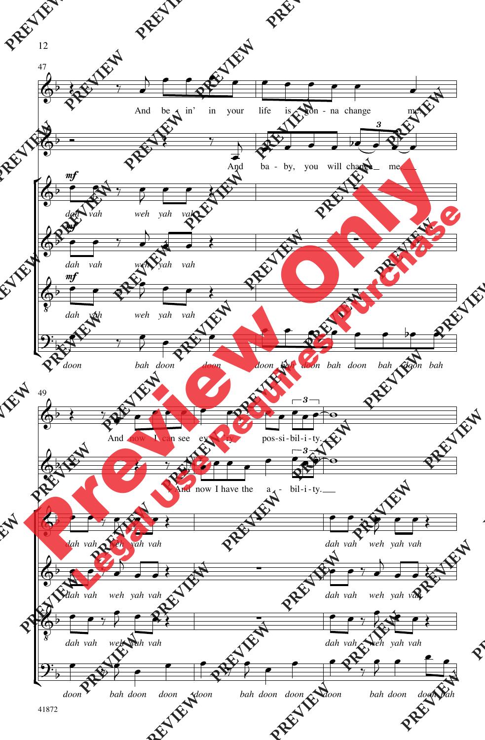47

And be - in' in your life is gon - na change me.

And ba - by, you will change me.

*mf*

dah vah weh yah vah

*mf*

dah vah weh yah vah

*mf*

dah vah weh yah vah

doon bah doon doon doon bah doon bah doon bah doon bah

49

And now I can see ev - 'ry pos - si - bil - i - ty.

And now I have the a - bil - i - ty.

dah vah weh yah vah dah vah weh yah vah

dah vah weh yah vah dah vah weh yah vah

dah vah weh yah vah dah vah weh yah vah

doon bah doon doon doon bah doon doon doon bah doon doon bah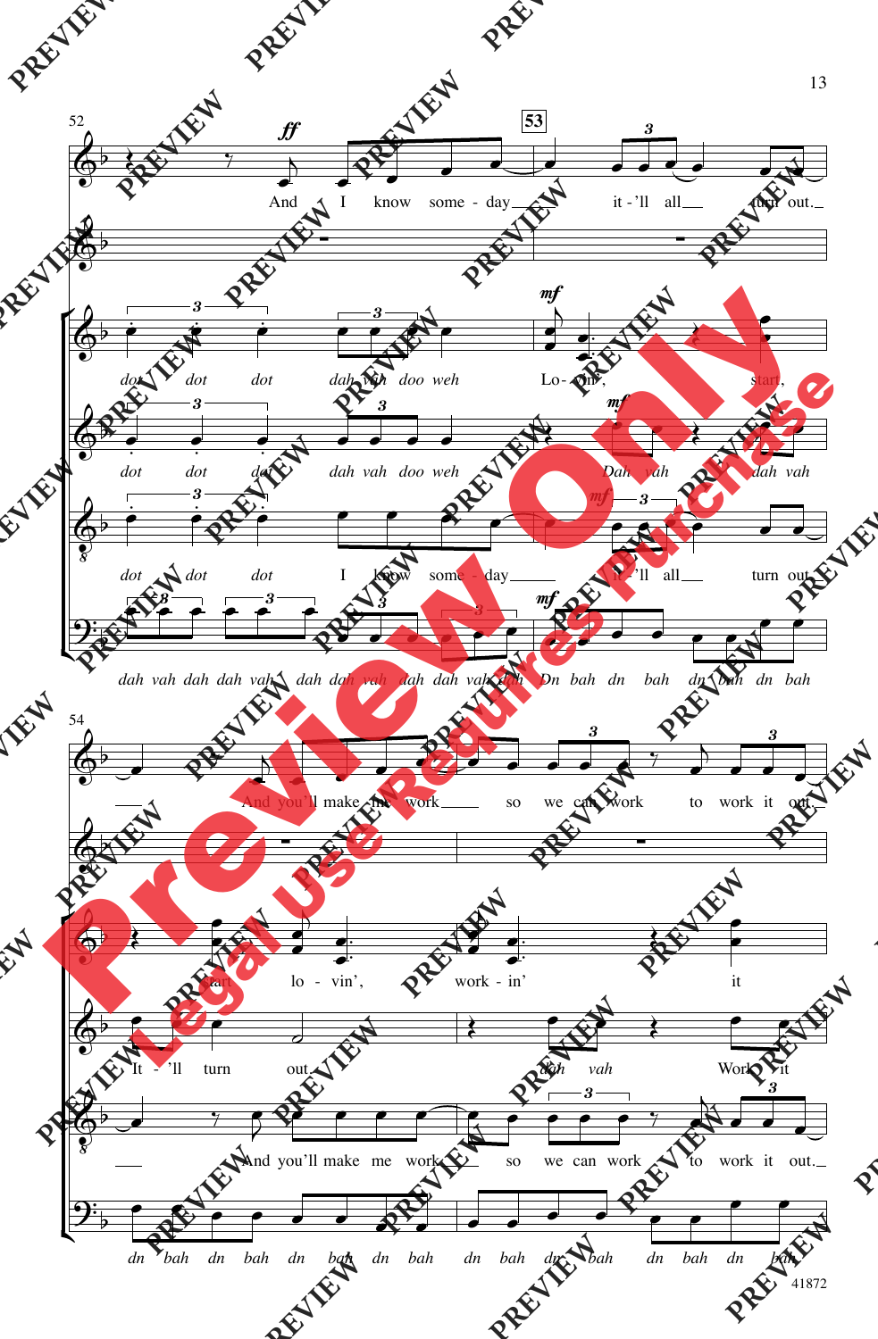52 — **53**

*ff* And I know some - day it - 'll all turn out.

dot dot dot dah vah doo weh *mf* Lo - vin', start,

dot dot dot dah vah doo weh *mf* Dah vah dah vah

dot dot dot I know some - day *mf* it - 'll all turn out.

dah vah dah dah vah dah dah vah dah dah vah dah *mf* Dn bah dn bah dn bah dn bah

54

And you'll make me work so we can work to work it out.

start lo - vin', work - in' it

It - 'll turn out. dah vah Work it

And you'll make me work so we can work to work it out.

dn bah dn bah dn bah dn bah dn bah dn bah dn bah dn bah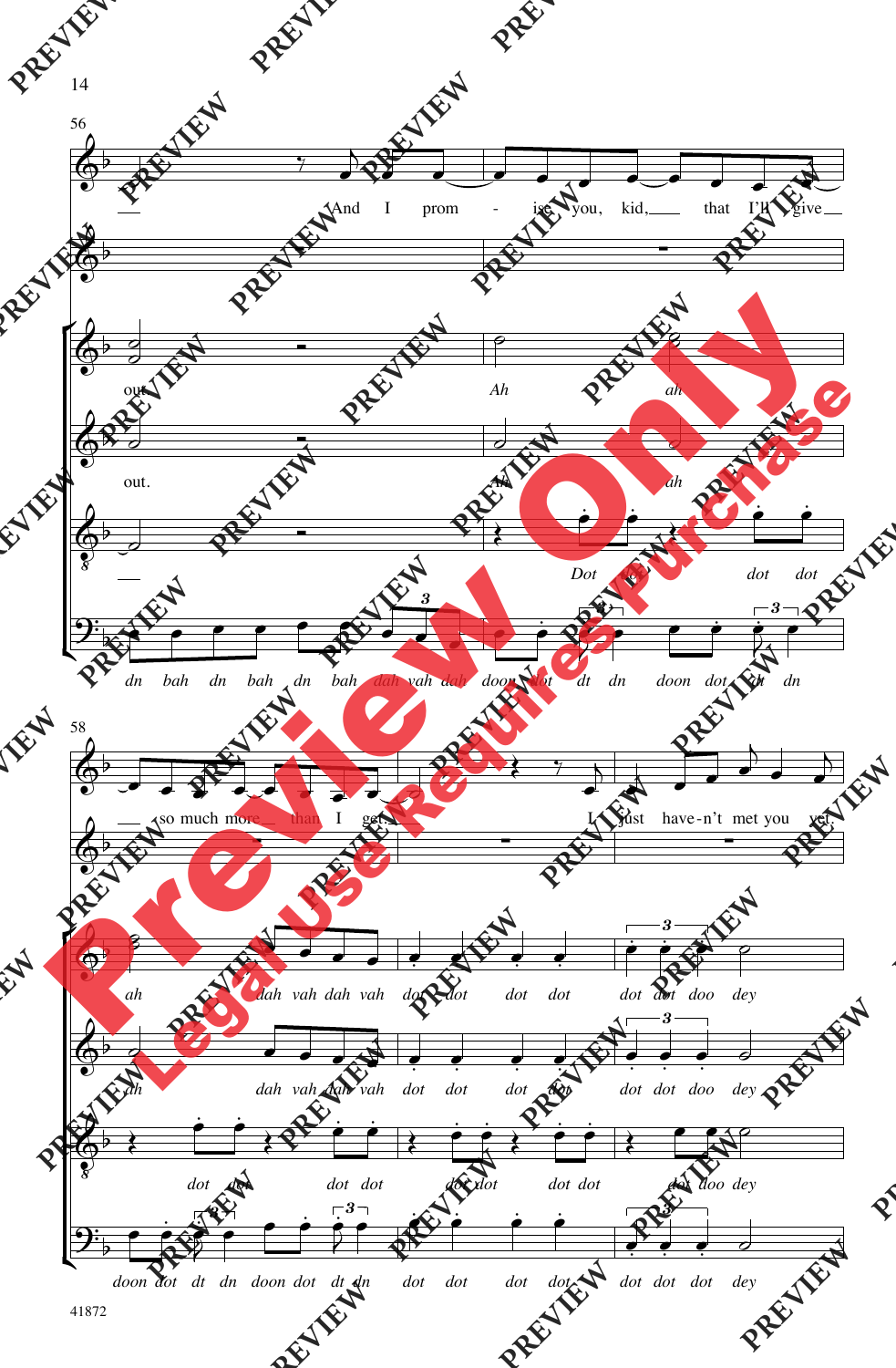56

And I prom - ise you, kid, that I'll give so much more than I get. I just have - n't met you yet.

out. Ah ah ah dah vah dah vah dot dot dot dot dot dot doo dey

out. Ah ah ah dah vah dah vah dot dot dot dot dot dot doo dey

Dot dot dot dot dot dot dot dot dot dot dot dot dot doo dey

dn bah dn bah dn bah dah vah dah doon dot dt dn doon dot dt dn doon dot dt dn doon dot dt dn dot dot dot dot dot dot dot dey

58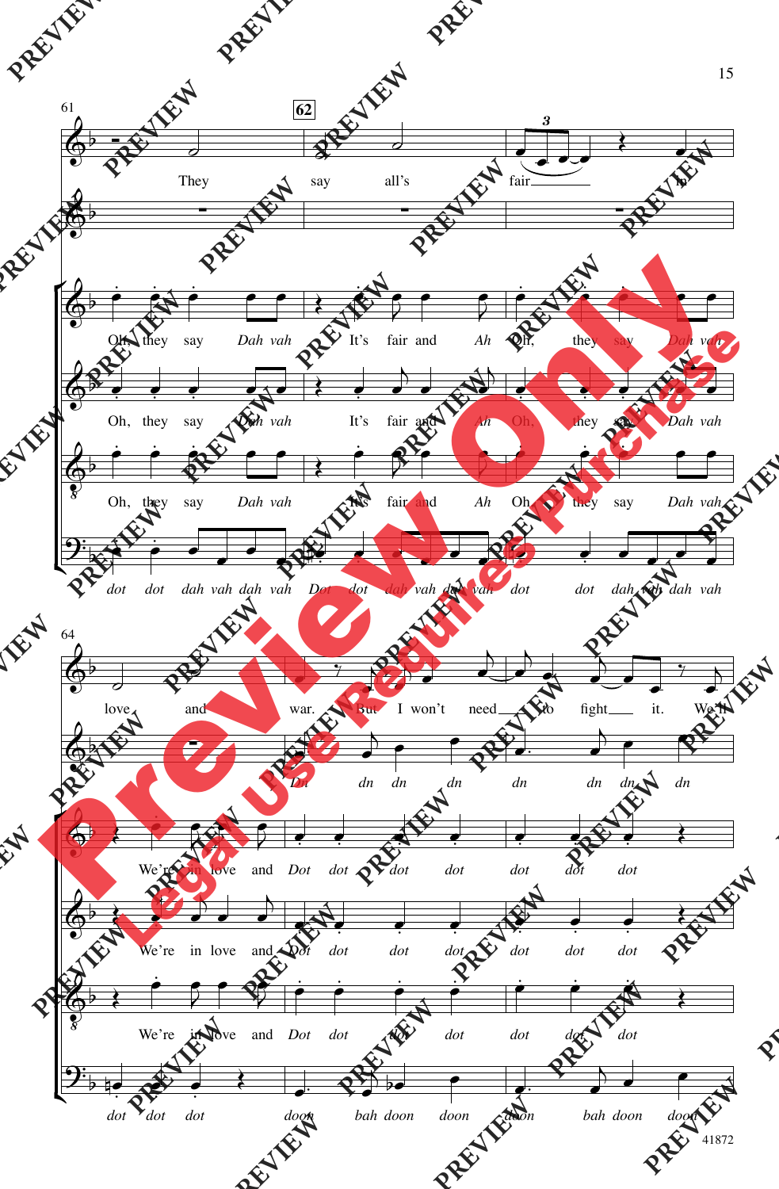61

**62**

They say all's fair in

Oh, they say *Dah vah* It's fair and *Ah* Oh, they say *Dah vah*

Oh, they say *Dah vah* It's fair and *Ah* Oh, they say *Dah vah*

Oh, they say *Dah vah* It's fair and *Ah* Oh, they say *Dah vah*

*dot dot dah vah dah vah Dot dot dah vah dah vah dot dot dah vah dah vah*

64

love and war. But I won't need to fight it. We'll

*Dn dn dn dn dn dn dn dn*

We're in love and *Dot dot dot dot dot dot dot*

We're in love and *Dot dot dot dot dot dot dot*

We're in love and *Dot dot dot dot dot dot dot*

*dot dot dot doon bah doon doon doon bah doon doon*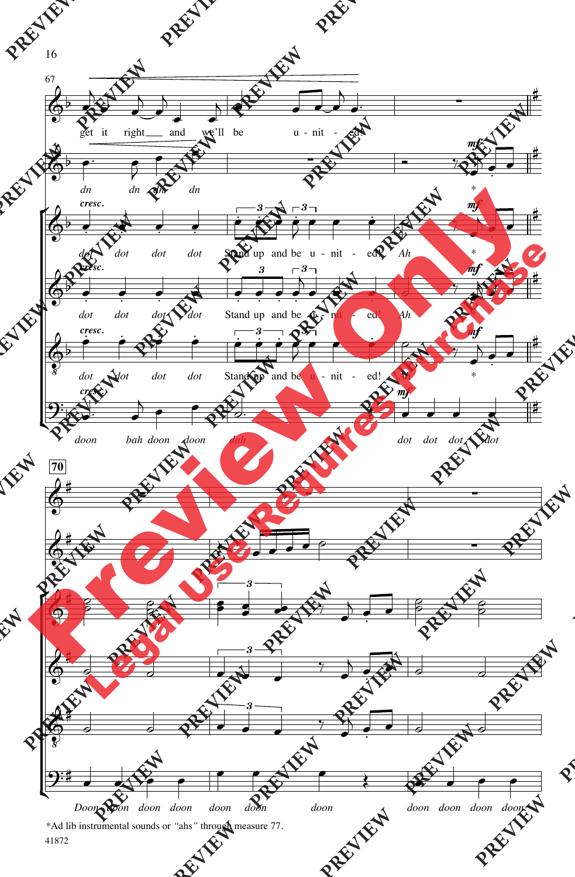get it right and we'll be u - nit - ed!

dn dn dn dn

dot dot dot dot Stand up and be u - nit - ed! Ah

dot dot dot dot Stand up and be u - nit - ed! Ah

dot dot dot dot Stand up and be u - nit - ed! Ah

doon bah doon doon dah dot dot dot dot

Doon doon doon doon doon doon doon doon doon doon doon

*Ad lib instrumental sounds or "ahs" through measure 77.

41872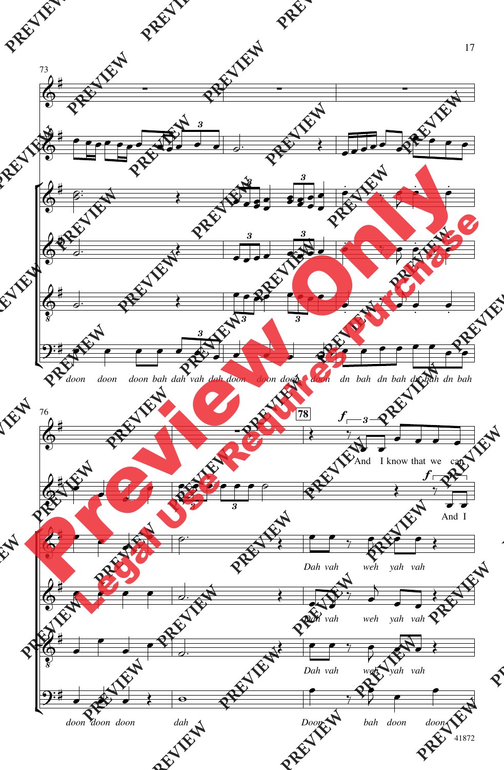73

doon doon doon bah dah vah dah doon doon doon doon dn bah dn bah dn bah dn bah

76

**78**

*f*

And I know that we can

*f*

And I

Dah vah weh yah vah

Dah vah weh yah vah

Dah vah weh yah vah

doon doon doon dah Doon bah doon doon

41872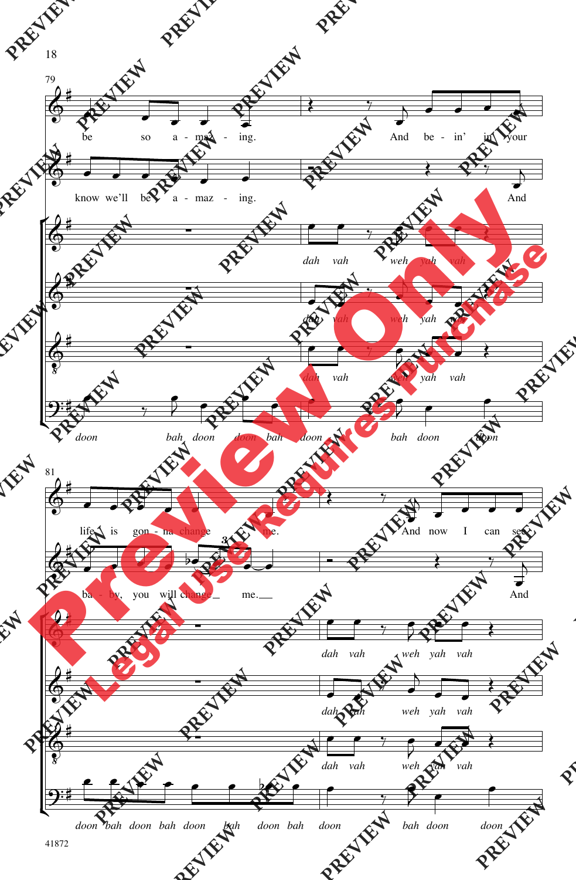79

be so a - maz - ing. And be - in' in your

know we'll be a - maz - ing. And

*dah vah weh yah vah*

*dah vah weh yah vah*

*dah vah weh yah vah*

*doon bah doon doon bah doon bah doon doon*

81

life is gon - na change me. And now I can see

ba - by, you will change me. And

*dah vah weh yah vah*

*dah vah weh yah vah*

*dah vah weh yah vah*

*doon bah doon bah doon bah doon bah doon bah doon doon*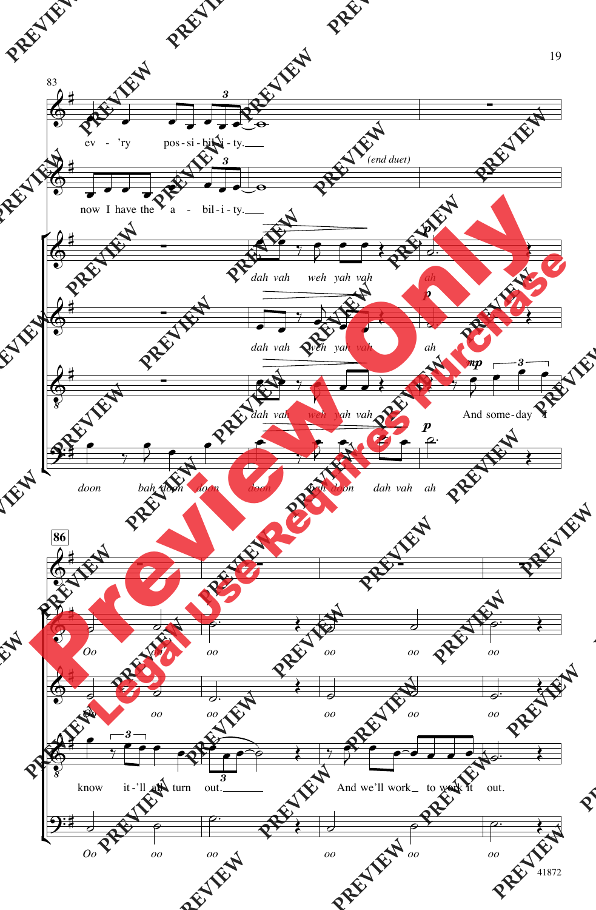83

ev - 'ry pos - si - bil - i - ty.

now I have the a - bil - i - ty.

*(end duet)*

*dah vah weh yah vah ah*

*dah vah weh yah vah ah*

*dah vah weh yah vah* And some - day I

*doon bah doon doon doon bah doon dah vah ah*

86

*Oo oo oo oo oo*

*Oo oo oo oo oo*

know it - 'll all turn out. And we'll work to work it out.

*Oo oo oo oo oo oo*

41872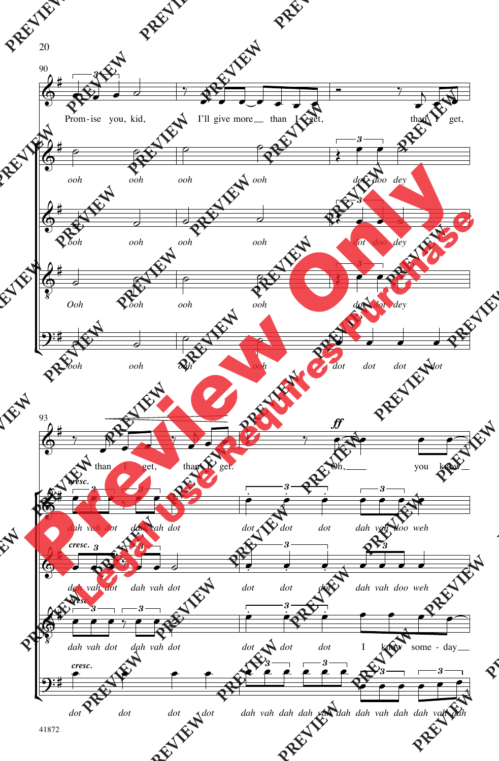Prom - ise you, kid, I'll give more __ than I get, than I get,

ooh ooh ooh ooh dot doo dey

ooh ooh ooh ooh dot doo dey

Ooh ooh ooh ooh dot dot dey

ooh ooh ooh ooh dot dot dot dot

than I get, than I get. Oh, __ you know __

*cresc.*
dah vah dot dah vah dot dot dot dot dah vah doo weh

*cresc.*
dah vah dot dah vah dot dot dot dot dah vah doo weh

*cresc.*
dah vah dot dah vah dot dot dot dot I know some - day __

*cresc.*
dot dot dot dot dah vah dah dah vah dah dah vah dah dah vah dah

41872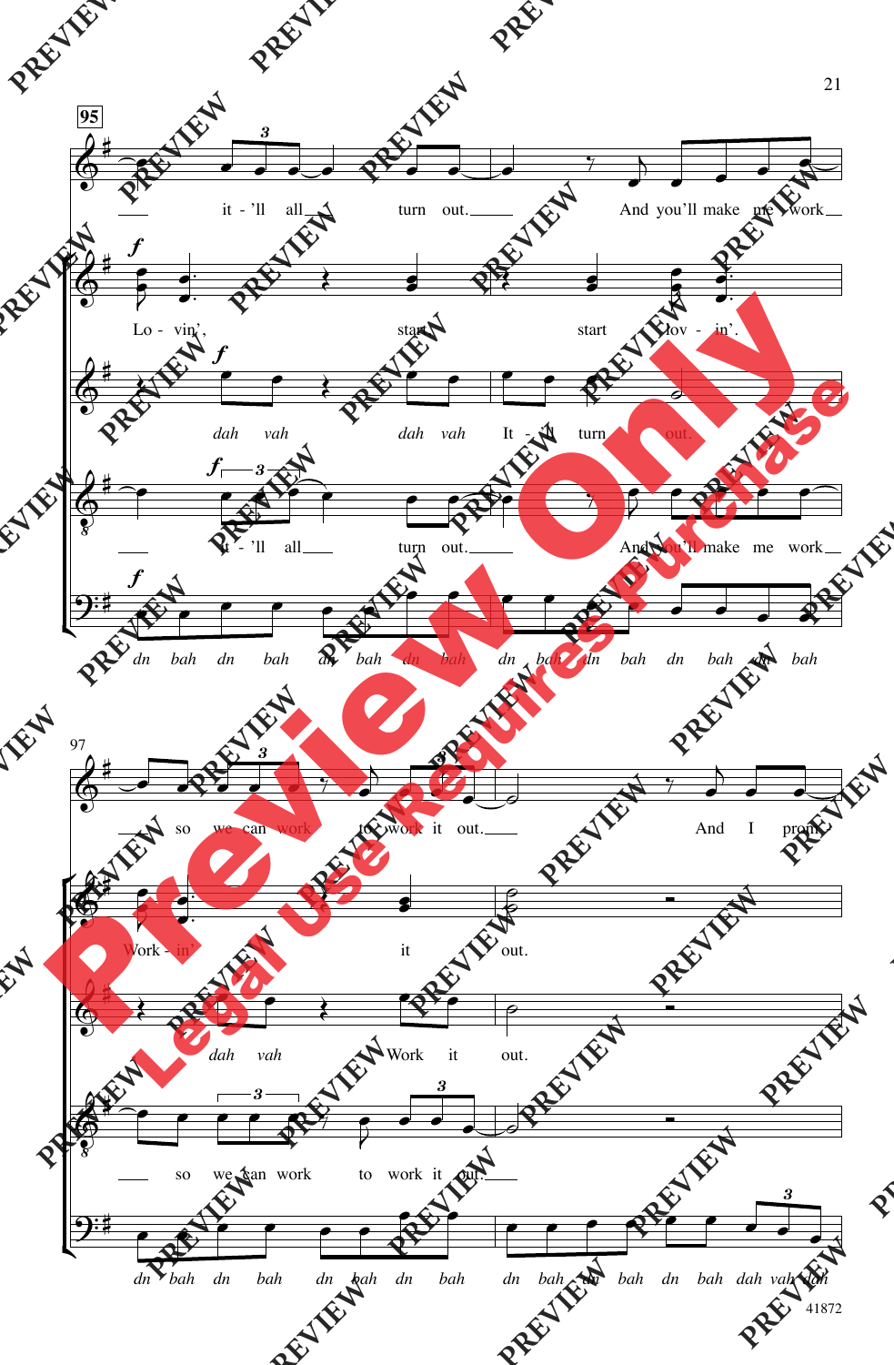it - 'll all turn out. And you'll make me work

Lo - vin', start start lov - in'.

*dah vah* *dah vah* It - 'll turn out.

it - 'll all turn out. And you'll make me work

*dn bah dn bah dn bah dn bah dn bah dn bah dn bah dn bah*

so we can work to work it out. And I prom -

Work - in' it out.

*dah vah* Work it out.

so we can work to work it out.

*dn bah dn bah dn bah dn bah dn bah dn bah dn bah dah vah dah*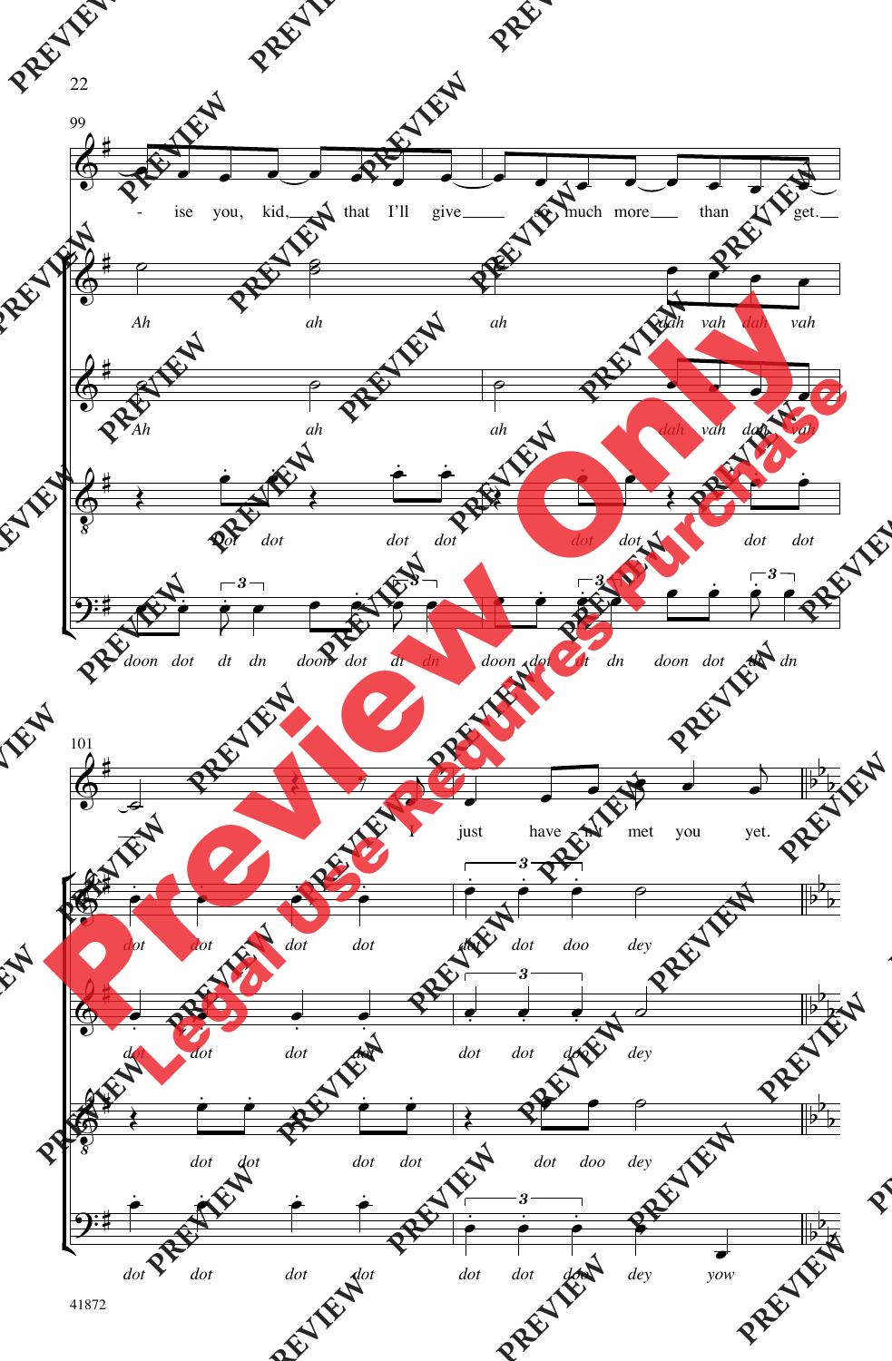99

- ise you, kid, that I'll give so much more than I get.

*Ah ah ah dah vah dah vah*

*Ah ah ah dah vah dah vah*

*dot dot dot dot dot dot dot dot*

*doon dot dt dn doon dot dt dn doon dot dt dn doon dot dt dn*

101

I just have n't met you yet.

*dot dot dot dot dot dot doo dey*

*dot dot dot dot dot dot doo dey*

*dot dot dot dot dot doo dey*

*dot dot dot dot dot dot doo dey yow*

41872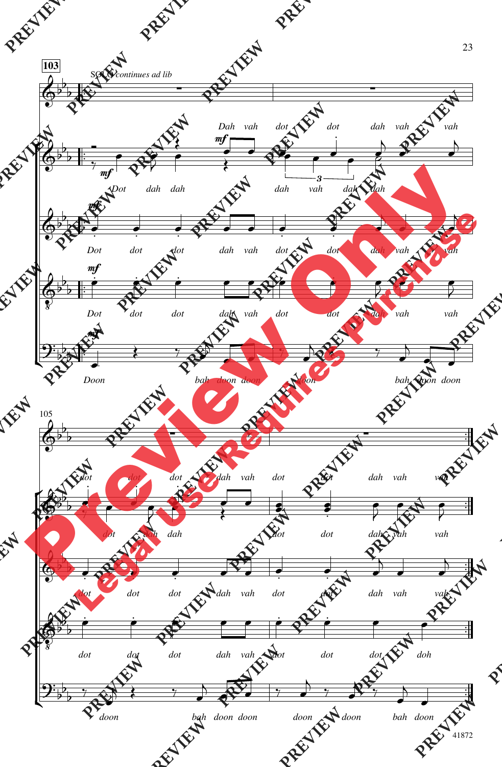**103**

*SOLO continues ad lib*

Dah vah dot dot dah vah vah

Dot dah dah dah vah dah dah

Dot dot dot dah vah dot dot dah vah vah

Dot dot dot dah vah dot dot dah vah vah

Doon bah doon doon doon bah doon doon

105

dot dot dot dah vah dot dot dah vah vah

dot dah dah dot dot dah vah vah

dot dot dot dah vah dot dot dah vah vah

dot dot dot dah vah dot dot dot doh

doon bah doon doon doon doon bah doon

41872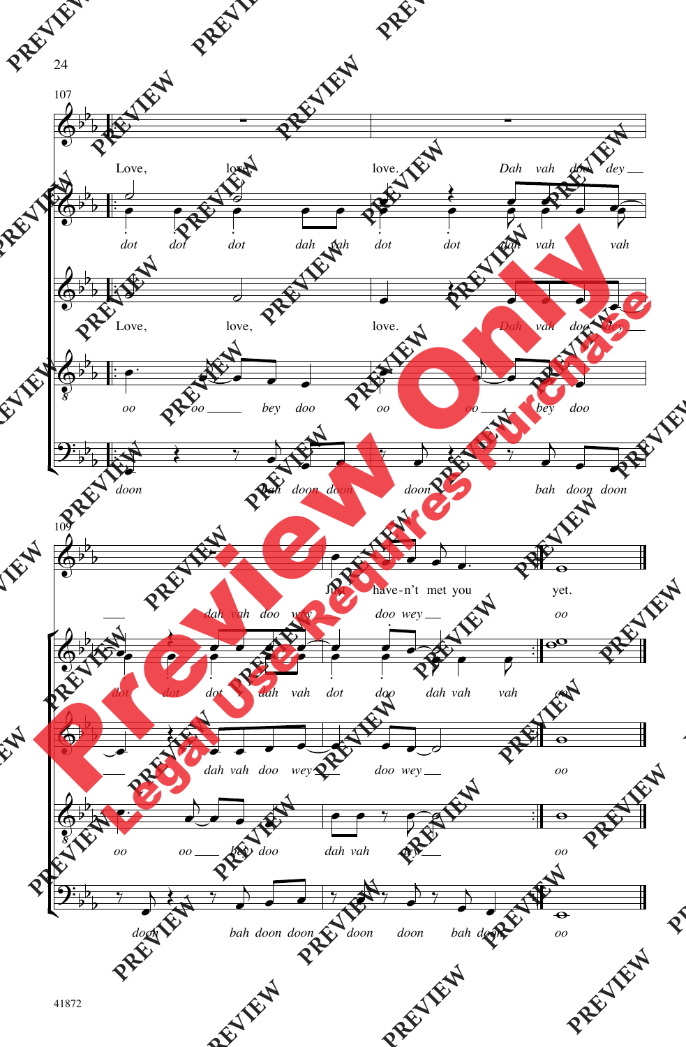107

Love, love, love. *Dah vah doo dey*

*dot dot dot dah vah dot dot dah vah vah*

Love, love, love. *Dah vah doo dey*

*oo oo bey doo oo oo bey doo*

*doon bah doon doon doon bah doon doon*

109

*dah vah doo wey doo wey oo*

Just have-n't met you yet.

*dot dot dot dah vah dot doo dah vah vah oo*

*dah vah doo wey doo wey oo*

*oo oo bey doo dah vah dey oo*

*doon bah doon doon doon doon bah doon oo*